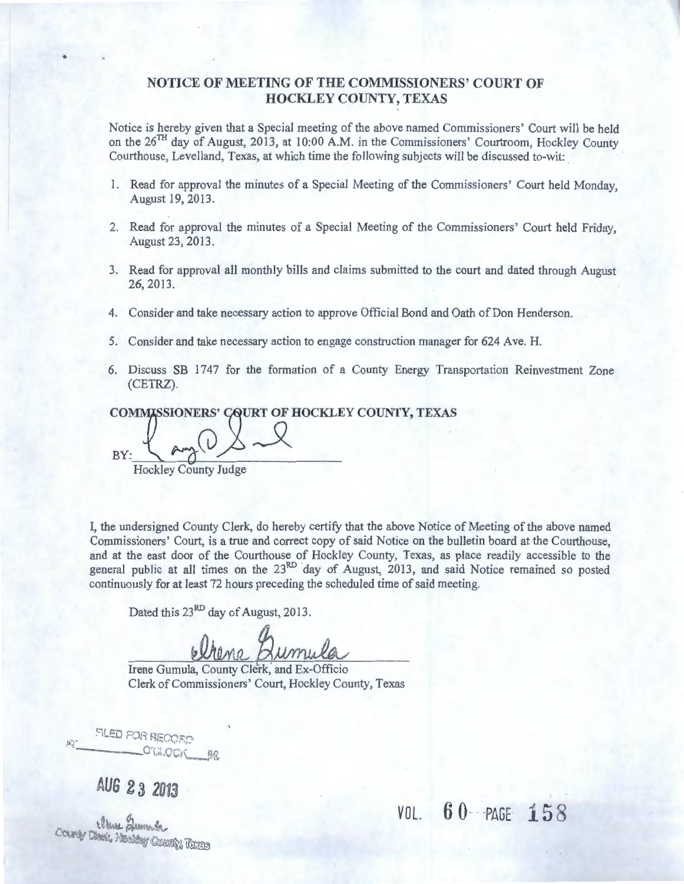# NOTICE OF MEETING OF THE COMMISSIONERS' COURT OF HOCKLEY COUNTY, TEXAS

Notice is hereby given that a Special meeting of the above named Commissioners' Court will be held on the 26TH day of August, 2013, at 10:00 A.M. in the Commissioners' Courtroom, Hockley County Courthouse, Levelland, Texas, at which time the following subjects will be discussed to-wit:

1. Read for approval the minutes of a Special Meeting of the Commissioners' Court held Monday, August 19, 2013.

2. Read for approval the minutes of a Special Meeting of the Commissioners' Court held Friday, August 23, 2013.

3. Read for approval all monthly bills and claims submitted to the court and dated through August 26, 2013.

4. Consider and take necessary action to approve Official Bond and Oath of Don Henderson.

5. Consider and take necessary action to engage construction manager for 624 Ave. H.

6. Discuss SB 1747 for the formation of a County Energy Transportation Reinvestment Zone (CETRZ).

**COMMISSIONERS' COURT OF HOCKLEY COUNTY, TEXAS**

BY: ______________________

Hockley County Judge

I, the undersigned County Clerk, do hereby certify that the above Notice of Meeting of the above named Commissioners' Court, is a true and correct copy of said Notice on the bulletin board at the Courthouse, and at the east door of the Courthouse of Hockley County, Texas, as place readily accessible to the general public at all times on the 23RD day of August, 2013, and said Notice remained so posted continuously for at least 72 hours preceding the scheduled time of said meeting.

Dated this 23RD day of August, 2013.

Irene Gumula, County Clerk, and Ex-Officio
Clerk of Commissioners' Court, Hockley County, Texas

FILED FOR RECORD
AT _______ O'CLOCK ___M.

AUG 23 2013

Irene Gumula
County Clerk, Hockley County, Texas

VOL. 60 PAGE 158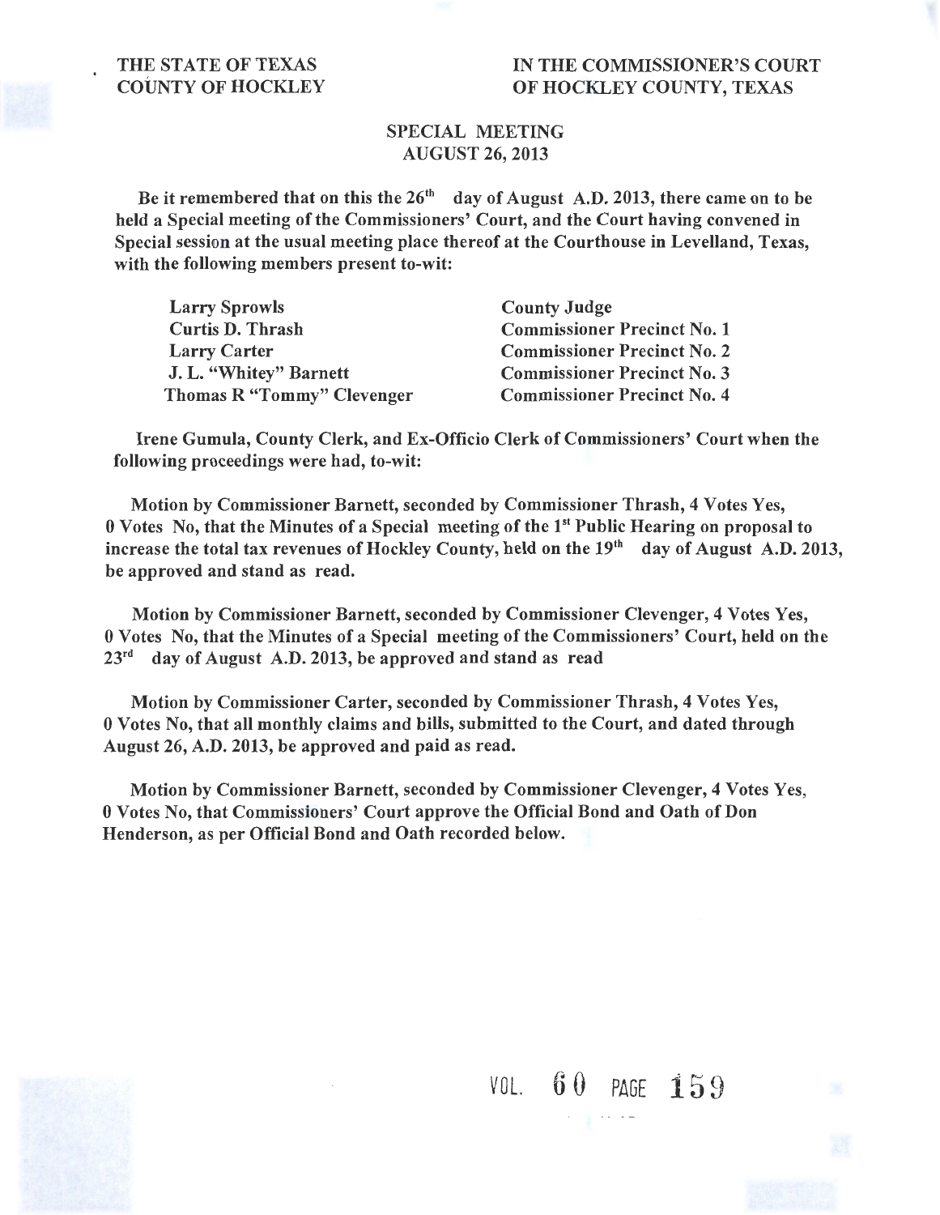THE STATE OF TEXAS
COUNTY OF HOCKLEY

IN THE COMMISSIONER'S COURT
OF HOCKLEY COUNTY, TEXAS

**SPECIAL MEETING**
**AUGUST 26, 2013**

Be it remembered that on this the 26th day of August A.D. 2013, there came on to be held a Special meeting of the Commissioners' Court, and the Court having convened in Special session at the usual meeting place thereof at the Courthouse in Levelland, Texas, with the following members present to-wit:

| | |
|---|---|
| Larry Sprowls | County Judge |
| Curtis D. Thrash | Commissioner Precinct No. 1 |
| Larry Carter | Commissioner Precinct No. 2 |
| J. L. "Whitey" Barnett | Commissioner Precinct No. 3 |
| Thomas R "Tommy" Clevenger | Commissioner Precinct No. 4 |

Irene Gumula, County Clerk, and Ex-Officio Clerk of Commissioners' Court when the following proceedings were had, to-wit:

Motion by Commissioner Barnett, seconded by Commissioner Thrash, 4 Votes Yes, 0 Votes No, that the Minutes of a Special meeting of the 1st Public Hearing on proposal to increase the total tax revenues of Hockley County, held on the 19th day of August A.D. 2013, be approved and stand as read.

Motion by Commissioner Barnett, seconded by Commissioner Clevenger, 4 Votes Yes, 0 Votes No, that the Minutes of a Special meeting of the Commissioners' Court, held on the 23rd day of August A.D. 2013, be approved and stand as read

Motion by Commissioner Carter, seconded by Commissioner Thrash, 4 Votes Yes, 0 Votes No, that all monthly claims and bills, submitted to the Court, and dated through August 26, A.D. 2013, be approved and paid as read.

Motion by Commissioner Barnett, seconded by Commissioner Clevenger, 4 Votes Yes, 0 Votes No, that Commissioners' Court approve the Official Bond and Oath of Don Henderson, as per Official Bond and Oath recorded below.

VOL. 60 PAGE 159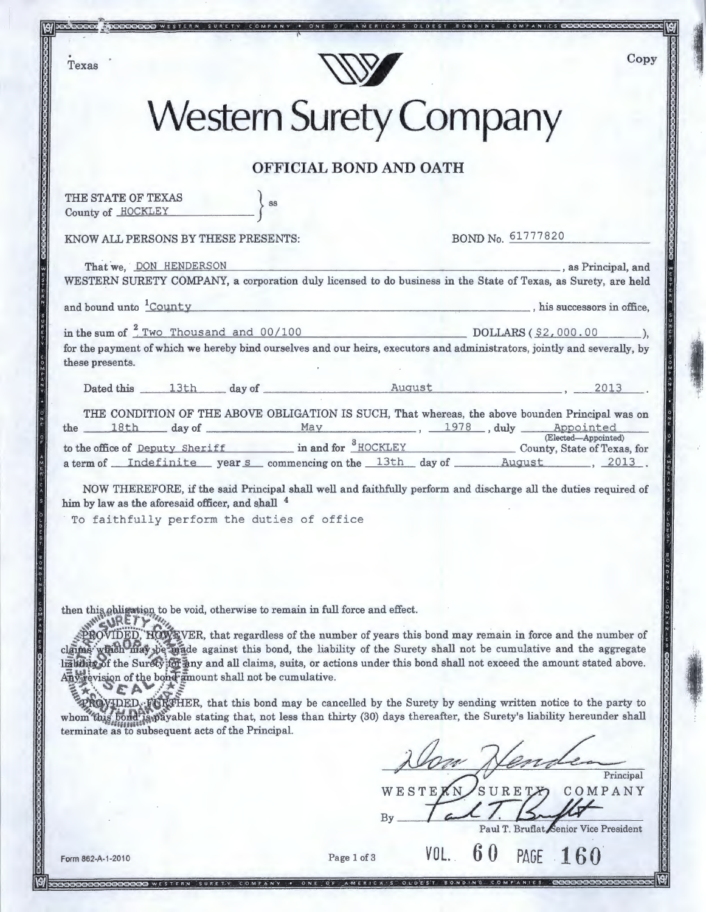Texas

Copy

# Western Surety Company

## OFFICIAL BOND AND OATH

THE STATE OF TEXAS } ss
County of HOCKLEY

KNOW ALL PERSONS BY THESE PRESENTS: BOND No. 61777820

That we, DON HENDERSON, as Principal, and WESTERN SURETY COMPANY, a corporation duly licensed to do business in the State of Texas, as Surety, are held and bound unto [1]County, his successors in office, in the sum of [2] Two Thousand and 00/100 DOLLARS ($2,000.00), for the payment of which we hereby bind ourselves and our heirs, executors and administrators, jointly and severally, by these presents.

Dated this 13th day of August, 2013.

THE CONDITION OF THE ABOVE OBLIGATION IS SUCH, That whereas, the above bounden Principal was on the 18th day of May, 1978, duly Appointed (Elected—Appointed) to the office of Deputy Sheriff in and for [3]HOCKLEY County, State of Texas, for a term of Indefinite years commencing on the 13th day of August, 2013.

NOW THEREFORE, if the said Principal shall well and faithfully perform and discharge all the duties required of him by law as the aforesaid officer, and shall [4]

To faithfully perform the duties of office

then this obligation to be void, otherwise to remain in full force and effect.

PROVIDED, HOWEVER, that regardless of the number of years this bond may remain in force and the number of claims which may be made against this bond, the liability of the Surety shall not be cumulative and the aggregate liability of the Surety for any and all claims, suits, or actions under this bond shall not exceed the amount stated above. Any revision of the bond amount shall not be cumulative.

PROVIDED, FURTHER, that this bond may be cancelled by the Surety by sending written notice to the party to whom this bond is payable stating that, not less than thirty (30) days thereafter, the Surety's liability hereunder shall terminate as to subsequent acts of the Principal.

Don Henderson
Principal

WESTERN SURETY COMPANY

By Paul T. Bruflat
Paul T. Bruflat, Senior Vice President

Form 862-A-1-2010

VOL. 60 PAGE 160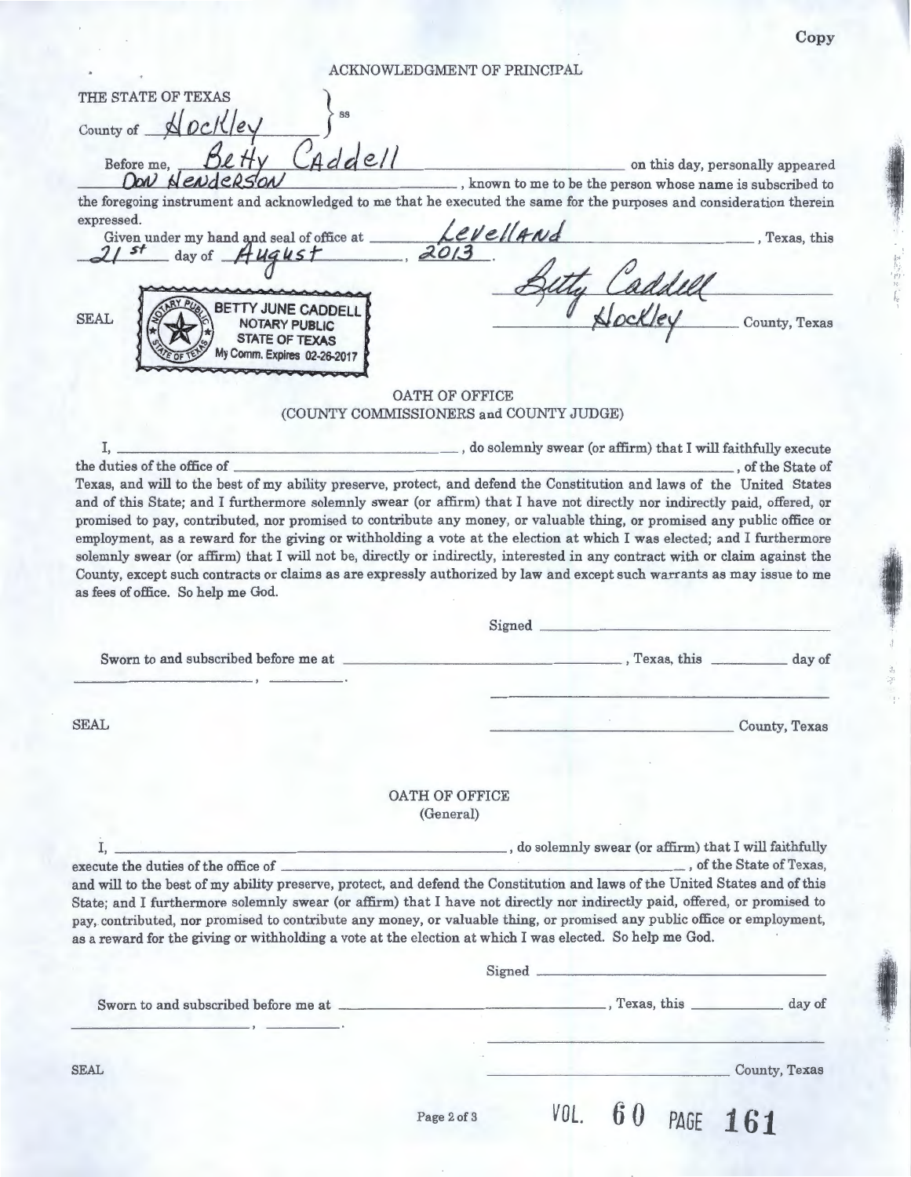Copy

## ACKNOWLEDGMENT OF PRINCIPAL

THE STATE OF TEXAS
County of Hockley } ss

Before me, Betty Caddell on this day, personally appeared Don Henderson, known to me to be the person whose name is subscribed to the foregoing instrument and acknowledged to me that he executed the same for the purposes and consideration therein expressed.

Given under my hand and seal of office at Levelland, Texas, this 21st day of August, 2013.

SEAL

BETTY JUNE CADDELL
NOTARY PUBLIC
STATE OF TEXAS
My Comm. Expires 02-26-2017

Betty Caddell
Hockley County, Texas

## OATH OF OFFICE
### (COUNTY COMMISSIONERS and COUNTY JUDGE)

I, ______________________, do solemnly swear (or affirm) that I will faithfully execute the duties of the office of ______________________, of the State of Texas, and will to the best of my ability preserve, protect, and defend the Constitution and laws of the United States and of this State; and I furthermore solemnly swear (or affirm) that I have not directly nor indirectly paid, offered, or promised to pay, contributed, nor promised to contribute any money, or valuable thing, or promised any public office or employment, as a reward for the giving or withholding a vote at the election at which I was elected; and I furthermore solemnly swear (or affirm) that I will not be, directly or indirectly, interested in any contract with or claim against the County, except such contracts or claims as are expressly authorized by law and except such warrants as may issue to me as fees of office. So help me God.

Signed ______________________

Sworn to and subscribed before me at ______________________, Texas, this ________ day of ______________, ________.

SEAL

______________________ County, Texas

## OATH OF OFFICE
### (General)

I, ______________________, do solemnly swear (or affirm) that I will faithfully execute the duties of the office of ______________________, of the State of Texas, and will to the best of my ability preserve, protect, and defend the Constitution and laws of the United States and of this State; and I furthermore solemnly swear (or affirm) that I have not directly nor indirectly paid, offered, or promised to pay, contributed, nor promised to contribute any money, or valuable thing, or promised any public office or employment, as a reward for the giving or withholding a vote at the election at which I was elected. So help me God.

Signed ______________________

Sworn to and subscribed before me at ______________________, Texas, this ________ day of ______________, ________.

SEAL

______________________ County, Texas

VOL. 60 PAGE 161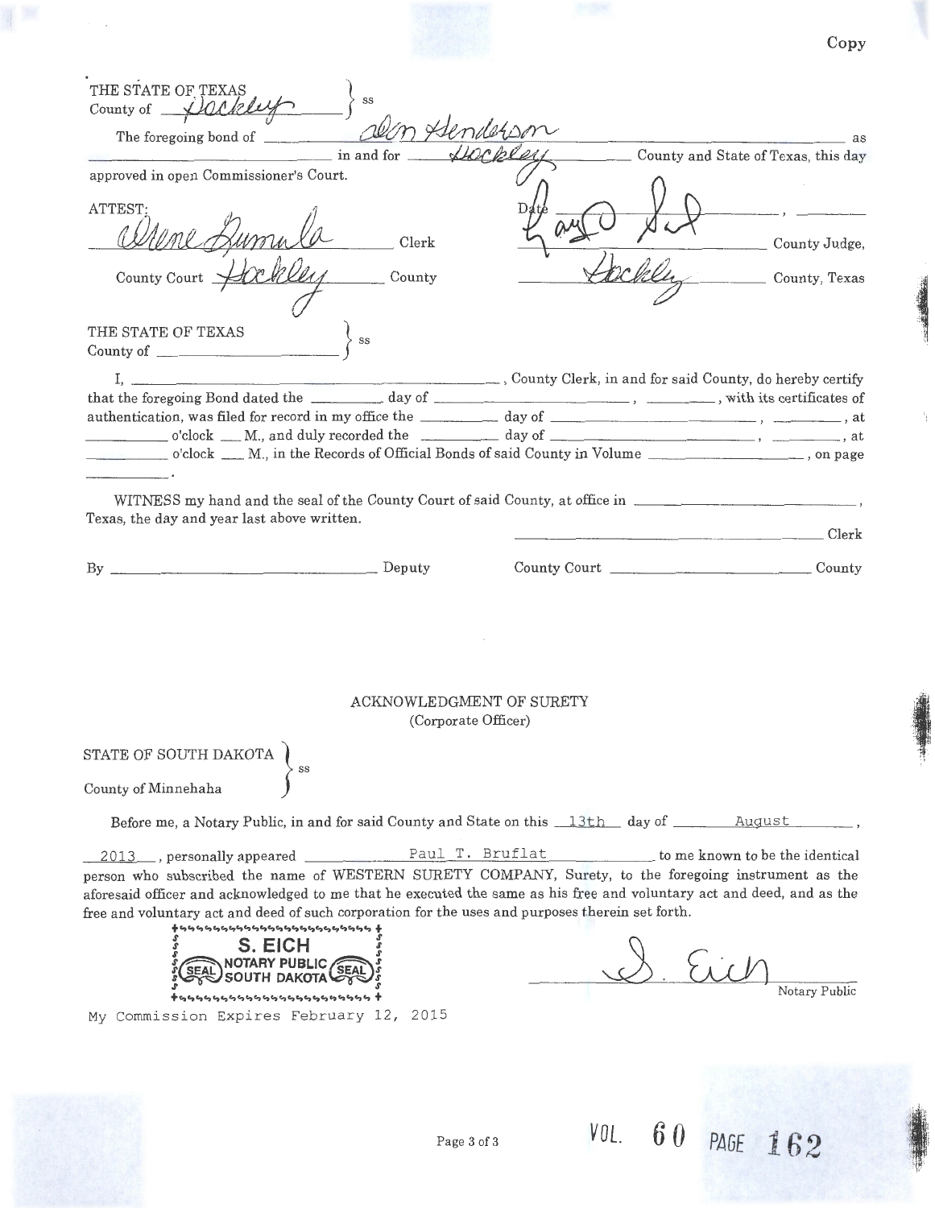Copy

THE STATE OF TEXAS
County of Hockley } ss

The foregoing bond of Don Henderson as ______ in and for Hockley County and State of Texas, this day approved in open Commissioner's Court.

ATTEST:
Irene Gumula Clerk
County Court Hockley County

Date ______, ______
Larry D. Sell County Judge,
Hockley County, Texas

THE STATE OF TEXAS
County of ______ } ss

I, ______, County Clerk, in and for said County, do hereby certify that the foregoing Bond dated the ______ day of ______, ______, with its certificates of authentication, was filed for record in my office the ______ day of ______, ______, at ______ o'clock ___ M., and duly recorded the ______ day of ______, ______, at ______ o'clock ___ M., in the Records of Official Bonds of said County in Volume ______, on page ______.

WITNESS my hand and the seal of the County Court of said County, at office in ______, Texas, the day and year last above written.

______ Clerk

By ______ Deputy

County Court ______ County

## ACKNOWLEDGMENT OF SURETY
(Corporate Officer)

STATE OF SOUTH DAKOTA
County of Minnehaha } ss

Before me, a Notary Public, in and for said County and State on this 13th day of August, 2013, personally appeared Paul T. Bruflat to me known to be the identical person who subscribed the name of WESTERN SURETY COMPANY, Surety, to the foregoing instrument as the aforesaid officer and acknowledged to me that he executed the same as his free and voluntary act and deed, and as the free and voluntary act and deed of such corporation for the uses and purposes therein set forth.

S. EICH
NOTARY PUBLIC
SOUTH DAKOTA
(SEAL)

S. Eich
Notary Public

My Commission Expires February 12, 2015

VOL. 60 PAGE 162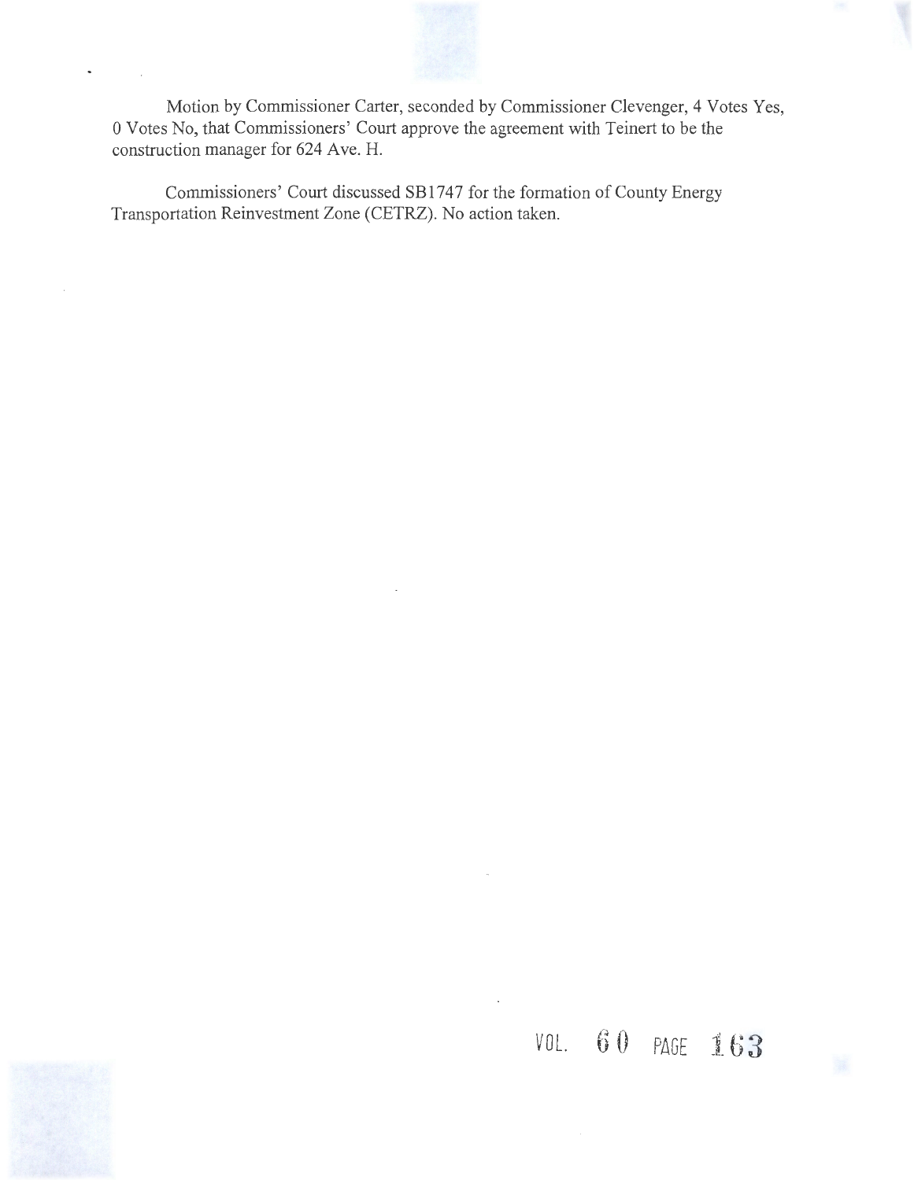Motion by Commissioner Carter, seconded by Commissioner Clevenger, 4 Votes Yes, 0 Votes No, that Commissioners' Court approve the agreement with Teinert to be the construction manager for 624 Ave. H.

Commissioners' Court discussed SB1747 for the formation of County Energy Transportation Reinvestment Zone (CETRZ). No action taken.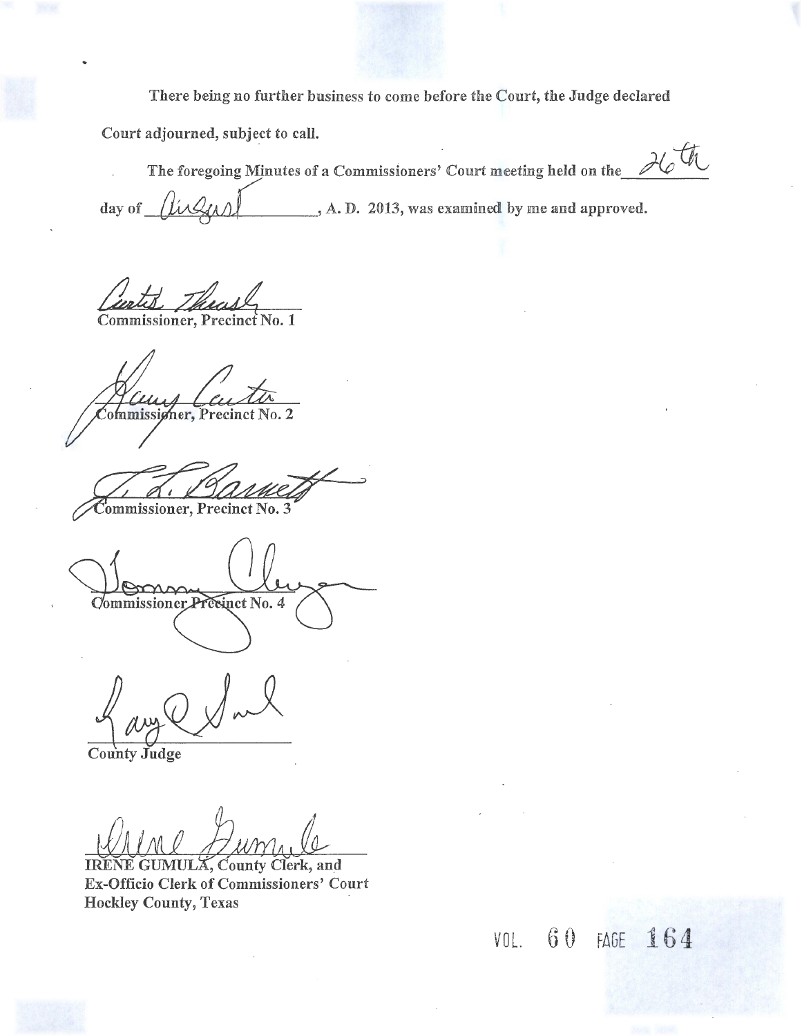There being no further business to come before the Court, the Judge declared Court adjourned, subject to call.

The foregoing Minutes of a Commissioners' Court meeting held on the 26th day of August, A. D. 2013, was examined by me and approved.

Commissioner, Precinct No. 1

Commissioner, Precinct No. 2

Commissioner, Precinct No. 3

Commissioner Precinct No. 4

County Judge

IRENE GUMULA, County Clerk, and
Ex-Officio Clerk of Commissioners' Court
Hockley County, Texas

VOL. 60 PAGE 164